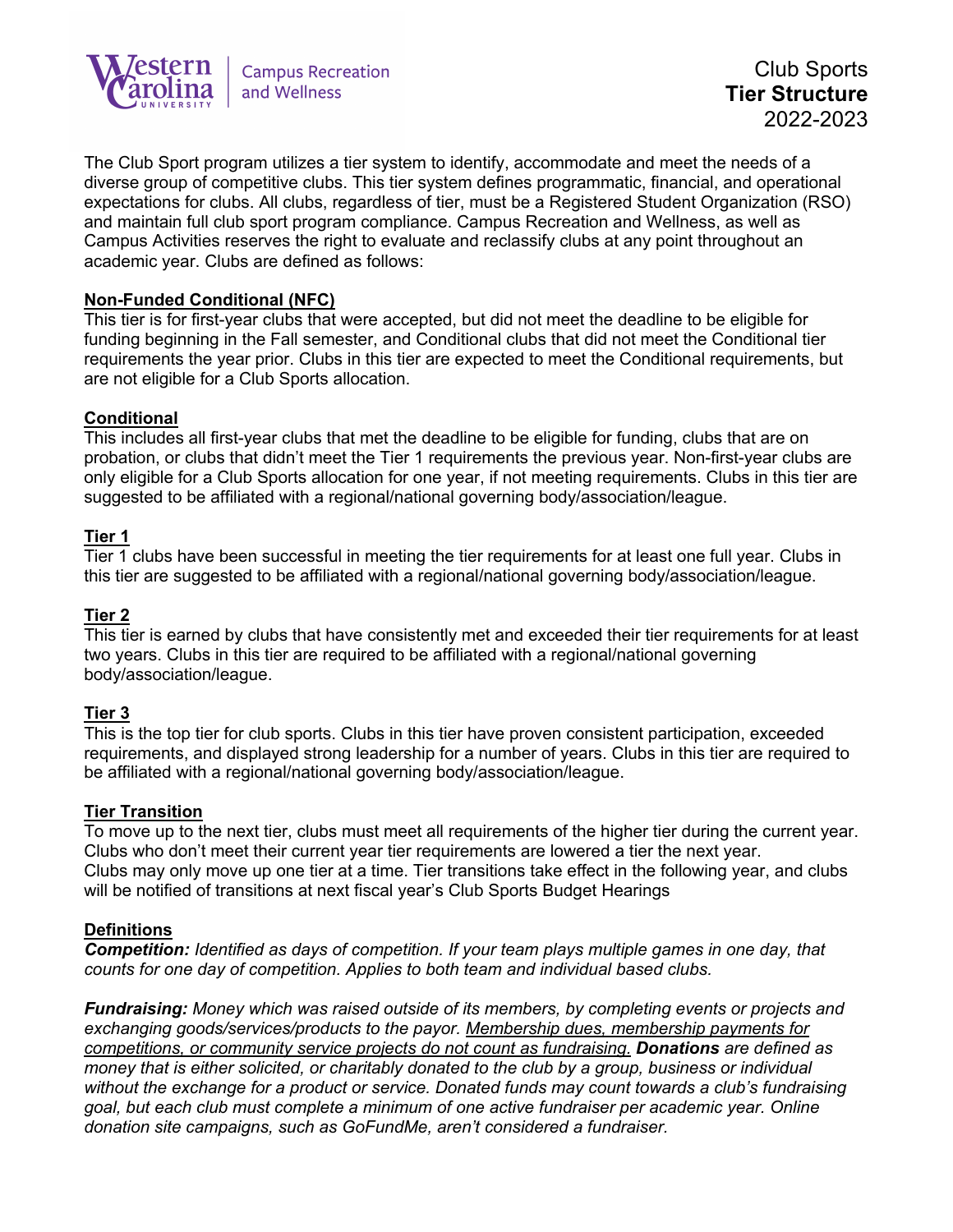Western Carolina University | Campus Recreation and Wellness

# Club Sports **Tier Structure** 2022-2023

The Club Sport program utilizes a tier system to identify, accommodate and meet the needs of a diverse group of competitive clubs. This tier system defines programmatic, financial, and operational expectations for clubs. All clubs, regardless of tier, must be a Registered Student Organization (RSO) and maintain full club sport program compliance. Campus Recreation and Wellness, as well as Campus Activities reserves the right to evaluate and reclassify clubs at any point throughout an academic year. Clubs are defined as follows:

**Non-Funded Conditional (NFC)**
This tier is for first-year clubs that were accepted, but did not meet the deadline to be eligible for funding beginning in the Fall semester, and Conditional clubs that did not meet the Conditional tier requirements the year prior. Clubs in this tier are expected to meet the Conditional requirements, but are not eligible for a Club Sports allocation.

**Conditional**
This includes all first-year clubs that met the deadline to be eligible for funding, clubs that are on probation, or clubs that didn't meet the Tier 1 requirements the previous year. Non-first-year clubs are only eligible for a Club Sports allocation for one year, if not meeting requirements. Clubs in this tier are suggested to be affiliated with a regional/national governing body/association/league.

**Tier 1**
Tier 1 clubs have been successful in meeting the tier requirements for at least one full year. Clubs in this tier are suggested to be affiliated with a regional/national governing body/association/league.

**Tier 2**
This tier is earned by clubs that have consistently met and exceeded their tier requirements for at least two years. Clubs in this tier are required to be affiliated with a regional/national governing body/association/league.

**Tier 3**
This is the top tier for club sports. Clubs in this tier have proven consistent participation, exceeded requirements, and displayed strong leadership for a number of years. Clubs in this tier are required to be affiliated with a regional/national governing body/association/league.

**Tier Transition**
To move up to the next tier, clubs must meet all requirements of the higher tier during the current year. Clubs who don't meet their current year tier requirements are lowered a tier the next year. Clubs may only move up one tier at a time. Tier transitions take effect in the following year, and clubs will be notified of transitions at next fiscal year's Club Sports Budget Hearings

**Definitions**
***Competition:*** *Identified as days of competition. If your team plays multiple games in one day, that counts for one day of competition. Applies to both team and individual based clubs.*

***Fundraising:*** *Money which was raised outside of its members, by completing events or projects and exchanging goods/services/products to the payor. Membership dues, membership payments for competitions, or community service projects do not count as fundraising.* ***Donations*** *are defined as money that is either solicited, or charitably donated to the club by a group, business or individual without the exchange for a product or service. Donated funds may count towards a club's fundraising goal, but each club must complete a minimum of one active fundraiser per academic year. Online donation site campaigns, such as GoFundMe, aren't considered a fundraiser.*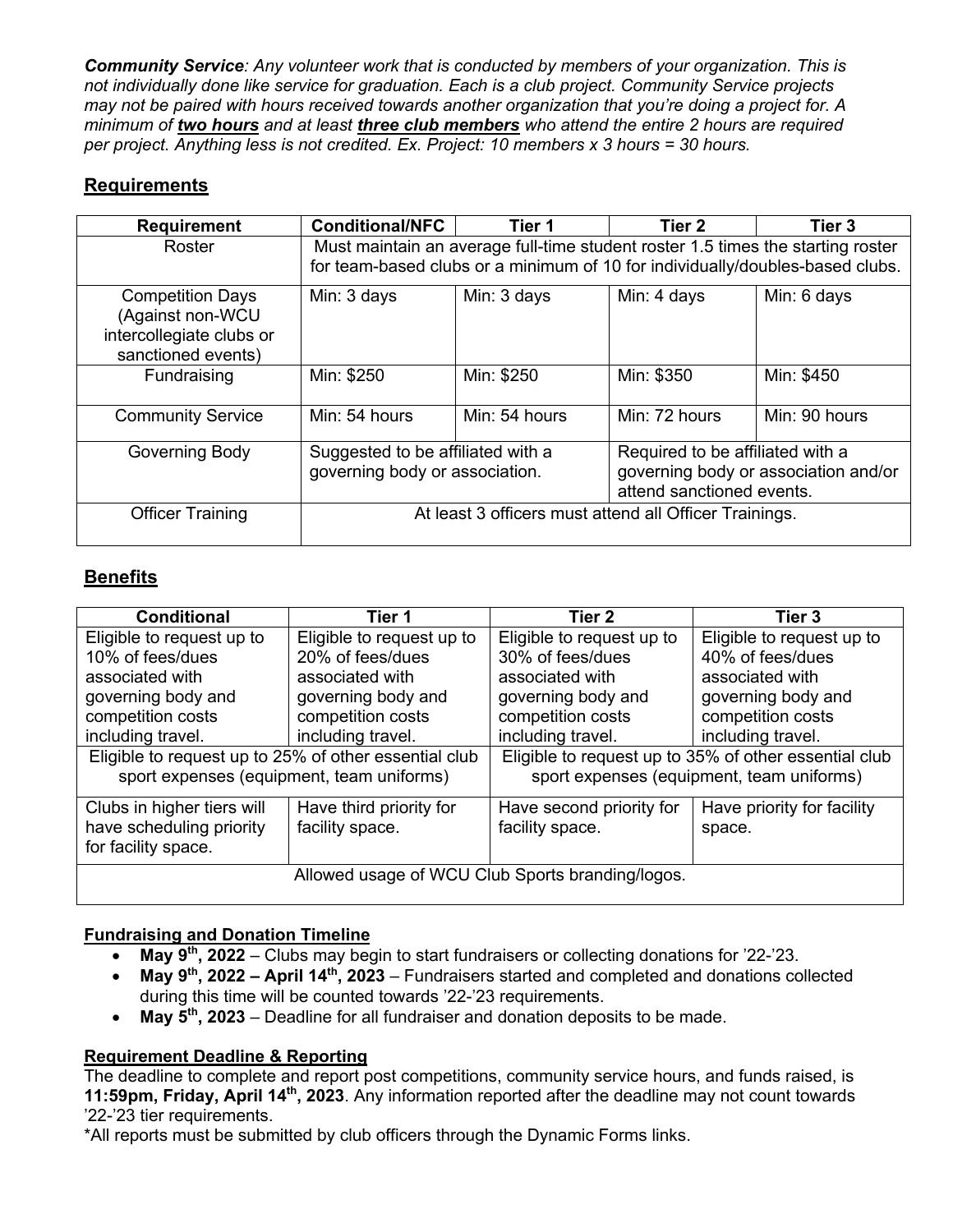***Community Service****: Any volunteer work that is conducted by members of your organization. This is not individually done like service for graduation. Each is a club project. Community Service projects may not be paired with hours received towards another organization that you're doing a project for. A minimum of* ***two hours*** *and at least* ***three club members*** *who attend the entire 2 hours are required per project. Anything less is not credited. Ex. Project: 10 members x 3 hours = 30 hours.*

## Requirements

| Requirement | Conditional/NFC | Tier 1 | Tier 2 | Tier 3 |
|---|---|---|---|---|
| Roster | Must maintain an average full-time student roster 1.5 times the starting roster for team-based clubs or a minimum of 10 for individually/doubles-based clubs. | | | |
| Competition Days (Against non-WCU intercollegiate clubs or sanctioned events) | Min: 3 days | Min: 3 days | Min: 4 days | Min: 6 days |
| Fundraising | Min: $250 | Min: $250 | Min: $350 | Min: $450 |
| Community Service | Min: 54 hours | Min: 54 hours | Min: 72 hours | Min: 90 hours |
| Governing Body | Suggested to be affiliated with a governing body or association. | | Required to be affiliated with a governing body or association and/or attend sanctioned events. | |
| Officer Training | At least 3 officers must attend all Officer Trainings. | | | |

## Benefits

| Conditional | Tier 1 | Tier 2 | Tier 3 |
|---|---|---|---|
| Eligible to request up to 10% of fees/dues associated with governing body and competition costs including travel. | Eligible to request up to 20% of fees/dues associated with governing body and competition costs including travel. | Eligible to request up to 30% of fees/dues associated with governing body and competition costs including travel. | Eligible to request up to 40% of fees/dues associated with governing body and competition costs including travel. |
| Eligible to request up to 25% of other essential club sport expenses (equipment, team uniforms) | | Eligible to request up to 35% of other essential club sport expenses (equipment, team uniforms) | |
| Clubs in higher tiers will have scheduling priority for facility space. | Have third priority for facility space. | Have second priority for facility space. | Have priority for facility space. |
| Allowed usage of WCU Club Sports branding/logos. | | | |

### Fundraising and Donation Timeline

- **May 9th, 2022** – Clubs may begin to start fundraisers or collecting donations for '22-'23.
- **May 9th, 2022 – April 14th, 2023** – Fundraisers started and completed and donations collected during this time will be counted towards '22-'23 requirements.
- **May 5th, 2023** – Deadline for all fundraiser and donation deposits to be made.

### Requirement Deadline & Reporting

The deadline to complete and report post competitions, community service hours, and funds raised, is **11:59pm, Friday, April 14th, 2023**. Any information reported after the deadline may not count towards '22-'23 tier requirements.

*All reports must be submitted by club officers through the Dynamic Forms links.